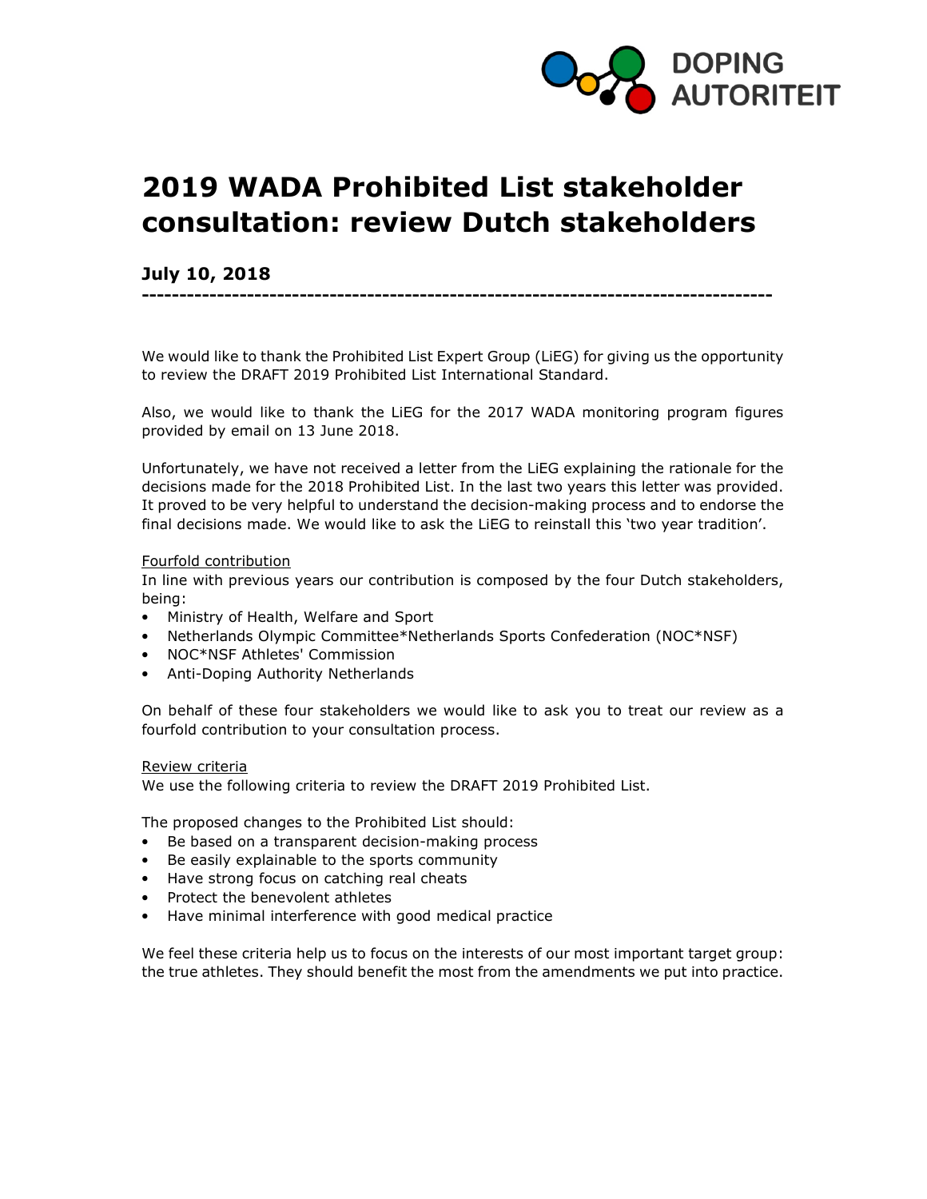DOPING AUTORITEIT

# 2019 WADA Prohibited List stakeholder consultation: review Dutch stakeholders

**July 10, 2018**

---

We would like to thank the Prohibited List Expert Group (LiEG) for giving us the opportunity to review the DRAFT 2019 Prohibited List International Standard.

Also, we would like to thank the LiEG for the 2017 WADA monitoring program figures provided by email on 13 June 2018.

Unfortunately, we have not received a letter from the LiEG explaining the rationale for the decisions made for the 2018 Prohibited List. In the last two years this letter was provided. It proved to be very helpful to understand the decision-making process and to endorse the final decisions made. We would like to ask the LiEG to reinstall this 'two year tradition'.

<u>Fourfold contribution</u>

In line with previous years our contribution is composed by the four Dutch stakeholders, being:

- Ministry of Health, Welfare and Sport
- Netherlands Olympic Committee*Netherlands Sports Confederation (NOC*NSF)
- NOC*NSF Athletes' Commission
- Anti-Doping Authority Netherlands

On behalf of these four stakeholders we would like to ask you to treat our review as a fourfold contribution to your consultation process.

<u>Review criteria</u>

We use the following criteria to review the DRAFT 2019 Prohibited List.

The proposed changes to the Prohibited List should:

- Be based on a transparent decision-making process
- Be easily explainable to the sports community
- Have strong focus on catching real cheats
- Protect the benevolent athletes
- Have minimal interference with good medical practice

We feel these criteria help us to focus on the interests of our most important target group: the true athletes. They should benefit the most from the amendments we put into practice.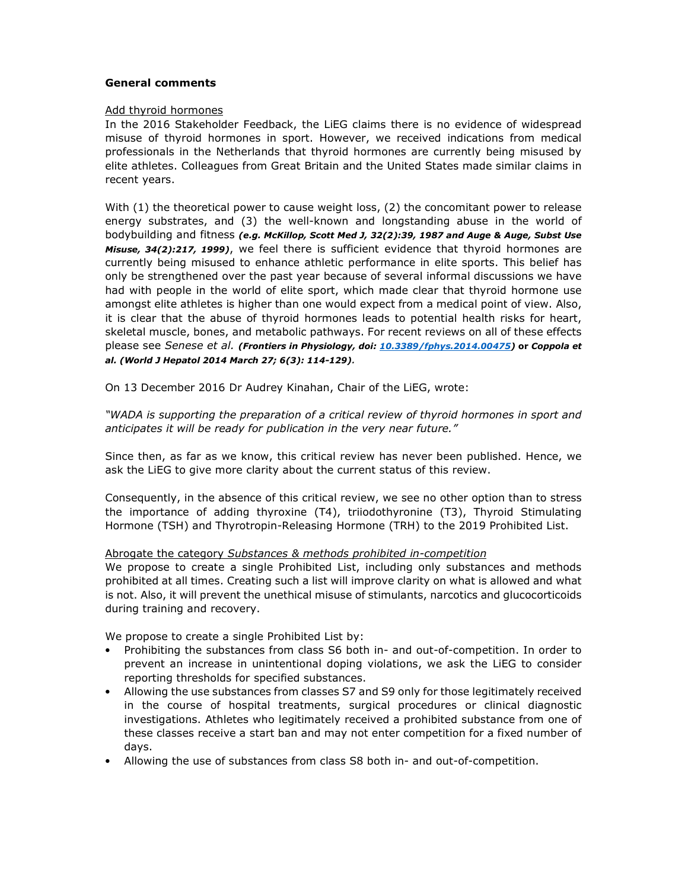**General comments**

Add thyroid hormones

In the 2016 Stakeholder Feedback, the LiEG claims there is no evidence of widespread misuse of thyroid hormones in sport. However, we received indications from medical professionals in the Netherlands that thyroid hormones are currently being misused by elite athletes. Colleagues from Great Britain and the United States made similar claims in recent years.

With (1) the theoretical power to cause weight loss, (2) the concomitant power to release energy substrates, and (3) the well-known and longstanding abuse in the world of bodybuilding and fitness ***(e.g. McKillop, Scott Med J, 32(2):39, 1987 and Auge & Auge, Subst Use Misuse, 34(2):217, 1999)***, we feel there is sufficient evidence that thyroid hormones are currently being misused to enhance athletic performance in elite sports. This belief has only be strengthened over the past year because of several informal discussions we have had with people in the world of elite sport, which made clear that thyroid hormone use amongst elite athletes is higher than one would expect from a medical point of view. Also, it is clear that the abuse of thyroid hormones leads to potential health risks for heart, skeletal muscle, bones, and metabolic pathways. For recent reviews on all of these effects please see *Senese et al.* ***(Frontiers in Physiology, doi: 10.3389/fphys.2014.00475)*** **or** ***Coppola et al. (World J Hepatol 2014 March 27; 6(3): 114-129)***.

On 13 December 2016 Dr Audrey Kinahan, Chair of the LiEG, wrote:

*"WADA is supporting the preparation of a critical review of thyroid hormones in sport and anticipates it will be ready for publication in the very near future."*

Since then, as far as we know, this critical review has never been published. Hence, we ask the LiEG to give more clarity about the current status of this review.

Consequently, in the absence of this critical review, we see no other option than to stress the importance of adding thyroxine (T4), triiodothyronine (T3), Thyroid Stimulating Hormone (TSH) and Thyrotropin-Releasing Hormone (TRH) to the 2019 Prohibited List.

Abrogate the category *Substances & methods prohibited in-competition*

We propose to create a single Prohibited List, including only substances and methods prohibited at all times. Creating such a list will improve clarity on what is allowed and what is not. Also, it will prevent the unethical misuse of stimulants, narcotics and glucocorticoids during training and recovery.

We propose to create a single Prohibited List by:

- Prohibiting the substances from class S6 both in- and out-of-competition. In order to prevent an increase in unintentional doping violations, we ask the LiEG to consider reporting thresholds for specified substances.
- Allowing the use substances from classes S7 and S9 only for those legitimately received in the course of hospital treatments, surgical procedures or clinical diagnostic investigations. Athletes who legitimately received a prohibited substance from one of these classes receive a start ban and may not enter competition for a fixed number of days.
- Allowing the use of substances from class S8 both in- and out-of-competition.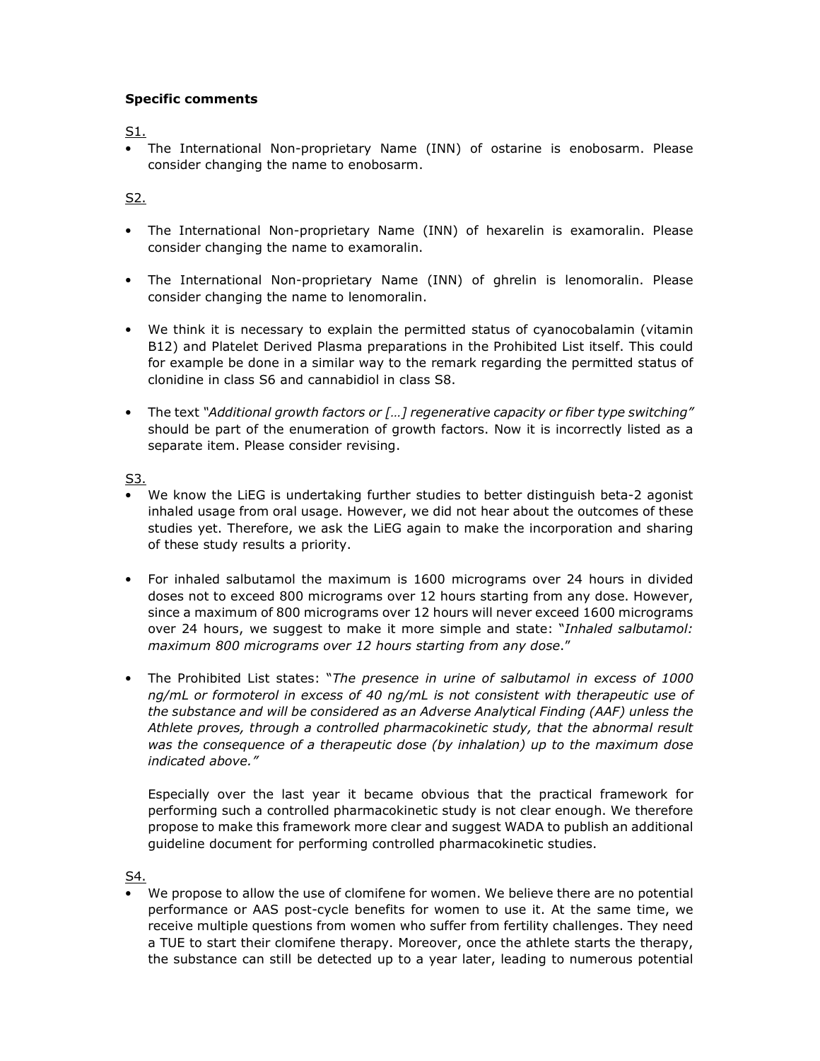**Specific comments**

<u>S1.</u>

- The International Non-proprietary Name (INN) of ostarine is enobosarm. Please consider changing the name to enobosarm.

<u>S2.</u>

- The International Non-proprietary Name (INN) of hexarelin is examoralin. Please consider changing the name to examoralin.

- The International Non-proprietary Name (INN) of ghrelin is lenomoralin. Please consider changing the name to lenomoralin.

- We think it is necessary to explain the permitted status of cyanocobalamin (vitamin B12) and Platelet Derived Plasma preparations in the Prohibited List itself. This could for example be done in a similar way to the remark regarding the permitted status of clonidine in class S6 and cannabidiol in class S8.

- The text *"Additional growth factors or […] regenerative capacity or fiber type switching"* should be part of the enumeration of growth factors. Now it is incorrectly listed as a separate item. Please consider revising.

<u>S3.</u>

- We know the LiEG is undertaking further studies to better distinguish beta-2 agonist inhaled usage from oral usage. However, we did not hear about the outcomes of these studies yet. Therefore, we ask the LiEG again to make the incorporation and sharing of these study results a priority.

- For inhaled salbutamol the maximum is 1600 micrograms over 24 hours in divided doses not to exceed 800 micrograms over 12 hours starting from any dose. However, since a maximum of 800 micrograms over 12 hours will never exceed 1600 micrograms over 24 hours, we suggest to make it more simple and state: "*Inhaled salbutamol: maximum 800 micrograms over 12 hours starting from any dose*."

- The Prohibited List states: "*The presence in urine of salbutamol in excess of 1000 ng/mL or formoterol in excess of 40 ng/mL is not consistent with therapeutic use of the substance and will be considered as an Adverse Analytical Finding (AAF) unless the Athlete proves, through a controlled pharmacokinetic study, that the abnormal result was the consequence of a therapeutic dose (by inhalation) up to the maximum dose indicated above.*"

  Especially over the last year it became obvious that the practical framework for performing such a controlled pharmacokinetic study is not clear enough. We therefore propose to make this framework more clear and suggest WADA to publish an additional guideline document for performing controlled pharmacokinetic studies.

<u>S4.</u>

- We propose to allow the use of clomifene for women. We believe there are no potential performance or AAS post-cycle benefits for women to use it. At the same time, we receive multiple questions from women who suffer from fertility challenges. They need a TUE to start their clomifene therapy. Moreover, once the athlete starts the therapy, the substance can still be detected up to a year later, leading to numerous potential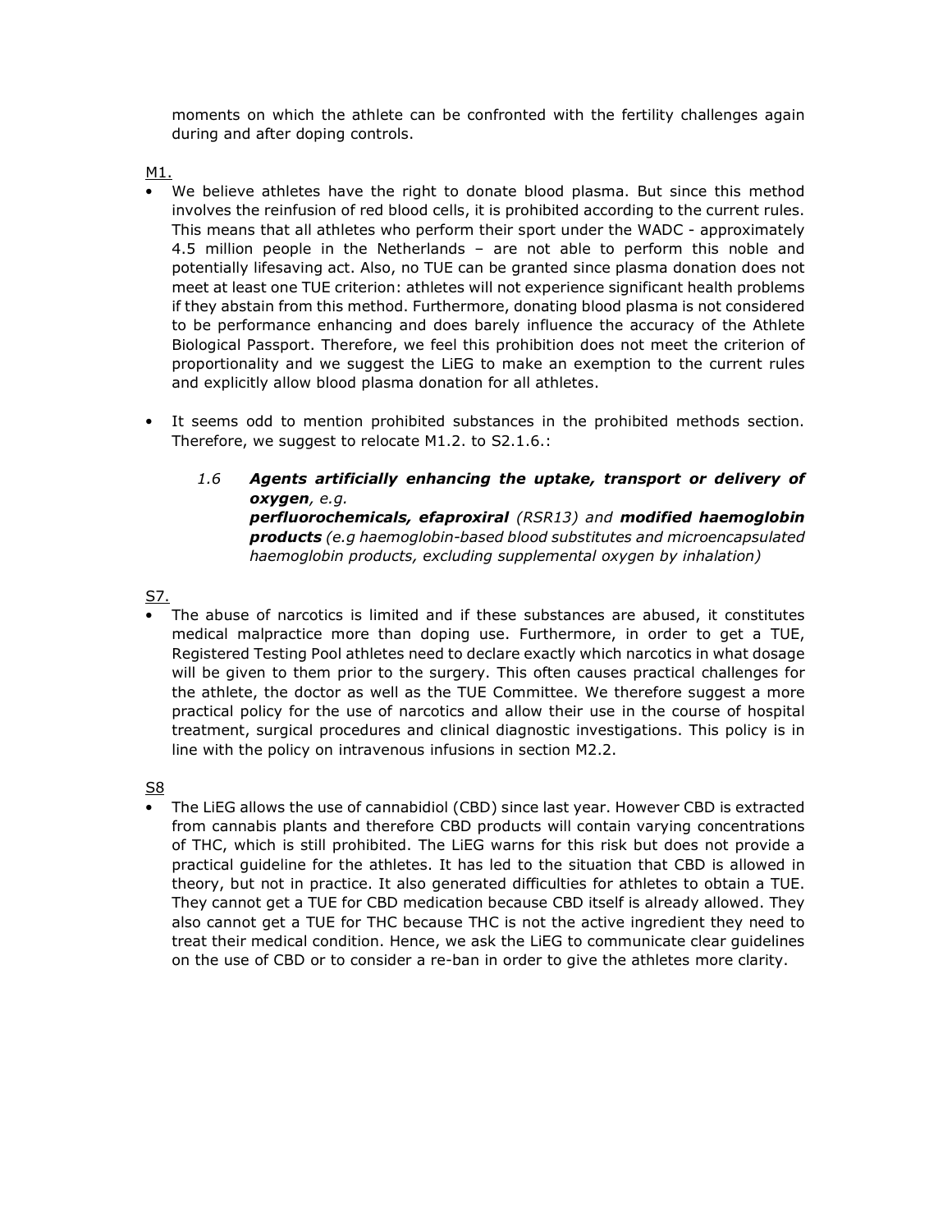moments on which the athlete can be confronted with the fertility challenges again during and after doping controls.

<u>M1.</u>

- We believe athletes have the right to donate blood plasma. But since this method involves the reinfusion of red blood cells, it is prohibited according to the current rules. This means that all athletes who perform their sport under the WADC - approximately 4.5 million people in the Netherlands – are not able to perform this noble and potentially lifesaving act. Also, no TUE can be granted since plasma donation does not meet at least one TUE criterion: athletes will not experience significant health problems if they abstain from this method. Furthermore, donating blood plasma is not considered to be performance enhancing and does barely influence the accuracy of the Athlete Biological Passport. Therefore, we feel this prohibition does not meet the criterion of proportionality and we suggest the LiEG to make an exemption to the current rules and explicitly allow blood plasma donation for all athletes.

- It seems odd to mention prohibited substances in the prohibited methods section. Therefore, we suggest to relocate M1.2. to S2.1.6.:

  *1.6* ***Agents artificially enhancing the uptake, transport or delivery of oxygen**, e.g.*
  ***perfluorochemicals, efaproxiral** (RSR13) and **modified haemoglobin products** (e.g haemoglobin-based blood substitutes and microencapsulated haemoglobin products, excluding supplemental oxygen by inhalation)*

<u>S7.</u>

- The abuse of narcotics is limited and if these substances are abused, it constitutes medical malpractice more than doping use. Furthermore, in order to get a TUE, Registered Testing Pool athletes need to declare exactly which narcotics in what dosage will be given to them prior to the surgery. This often causes practical challenges for the athlete, the doctor as well as the TUE Committee. We therefore suggest a more practical policy for the use of narcotics and allow their use in the course of hospital treatment, surgical procedures and clinical diagnostic investigations. This policy is in line with the policy on intravenous infusions in section M2.2.

<u>S8</u>

- The LiEG allows the use of cannabidiol (CBD) since last year. However CBD is extracted from cannabis plants and therefore CBD products will contain varying concentrations of THC, which is still prohibited. The LiEG warns for this risk but does not provide a practical guideline for the athletes. It has led to the situation that CBD is allowed in theory, but not in practice. It also generated difficulties for athletes to obtain a TUE. They cannot get a TUE for CBD medication because CBD itself is already allowed. They also cannot get a TUE for THC because THC is not the active ingredient they need to treat their medical condition. Hence, we ask the LiEG to communicate clear guidelines on the use of CBD or to consider a re-ban in order to give the athletes more clarity.